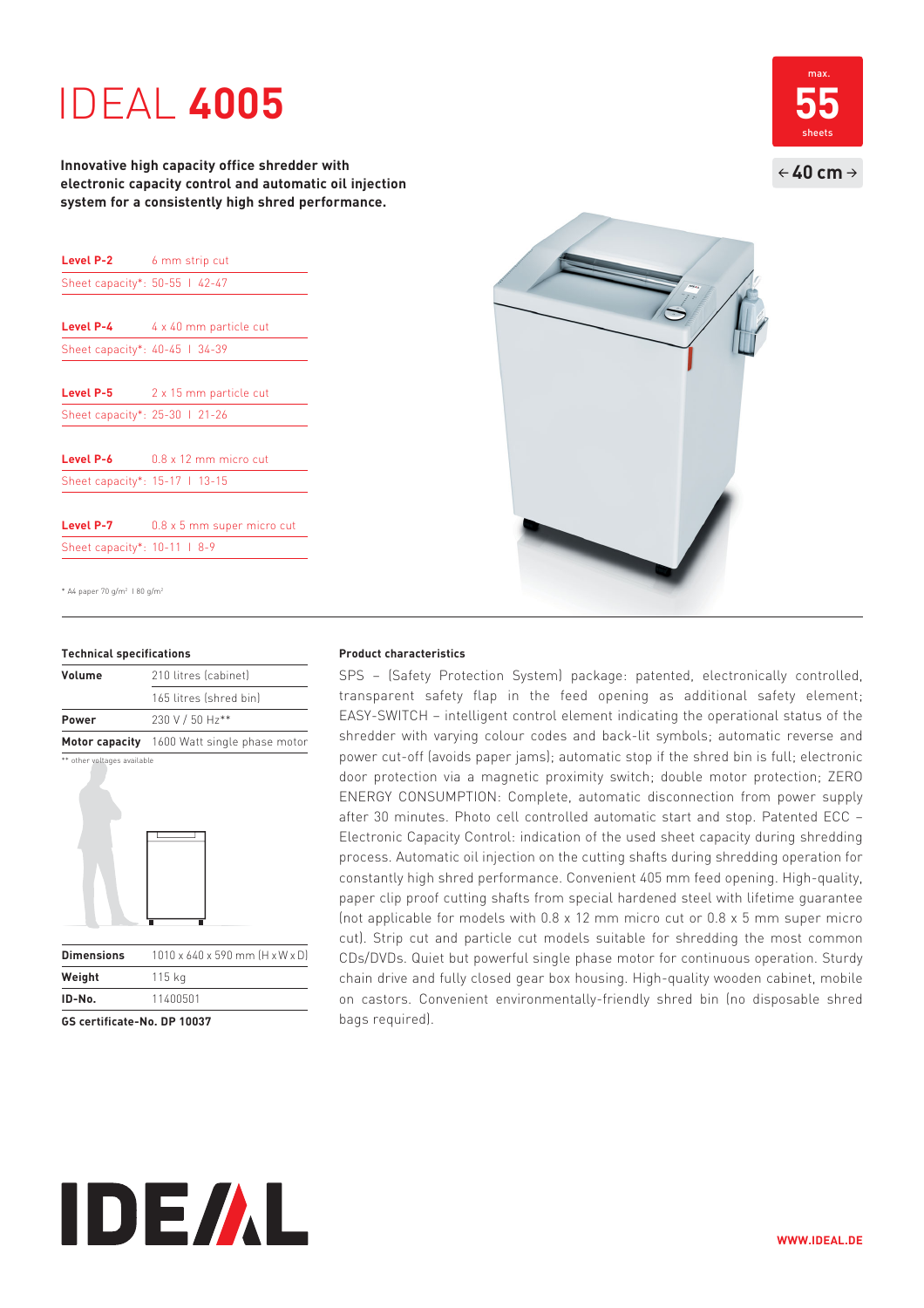# IDEAL **4005**

max.
**55**
sheets

← **40 cm** →

**Innovative high capacity office shredder with electronic capacity control and automatic oil injection system for a consistently high shred performance.**

| | |
|---|---|
| **Level P-2** | 6 mm strip cut |
| Sheet capacity*: | 50-55 I 42-47 |
| **Level P-4** | 4 x 40 mm particle cut |
| Sheet capacity*: | 40-45 I 34-39 |
| **Level P-5** | 2 x 15 mm particle cut |
| Sheet capacity*: | 25-30 I 21-26 |
| **Level P-6** | 0.8 x 12 mm micro cut |
| Sheet capacity*: | 15-17 I 13-15 |
| **Level P-7** | 0.8 x 5 mm super micro cut |
| Sheet capacity*: | 10-11 I 8-9 |

* A4 paper 70 g/m² I 80 g/m²

## Technical specifications

| | |
|---|---|
| **Volume** | 210 litres (cabinet) |
| | 165 litres (shred bin) |
| **Power** | 230 V / 50 Hz** |
| **Motor capacity** | 1600 Watt single phase motor |

** other voltages available

| | |
|---|---|
| **Dimensions** | 1010 x 640 x 590 mm (H x W x D) |
| **Weight** | 115 kg |
| **ID-No.** | 11400501 |

**GS certificate-No. DP 10037**

## Product characteristics

SPS – (Safety Protection System) package: patented, electronically controlled, transparent safety flap in the feed opening as additional safety element; EASY-SWITCH – intelligent control element indicating the operational status of the shredder with varying colour codes and back-lit symbols; automatic reverse and power cut-off (avoids paper jams); automatic stop if the shred bin is full; electronic door protection via a magnetic proximity switch; double motor protection; ZERO ENERGY CONSUMPTION: Complete, automatic disconnection from power supply after 30 minutes. Photo cell controlled automatic start and stop. Patented ECC – Electronic Capacity Control: indication of the used sheet capacity during shredding process. Automatic oil injection on the cutting shafts during shredding operation for constantly high shred performance. Convenient 405 mm feed opening. High-quality, paper clip proof cutting shafts from special hardened steel with lifetime guarantee (not applicable for models with 0.8 x 12 mm micro cut or 0.8 x 5 mm super micro cut). Strip cut and particle cut models suitable for shredding the most common CDs/DVDs. Quiet but powerful single phase motor for continuous operation. Sturdy chain drive and fully closed gear box housing. High-quality wooden cabinet, mobile on castors. Convenient environmentally-friendly shred bin (no disposable shred bags required).

IDEAL

WWW.IDEAL.DE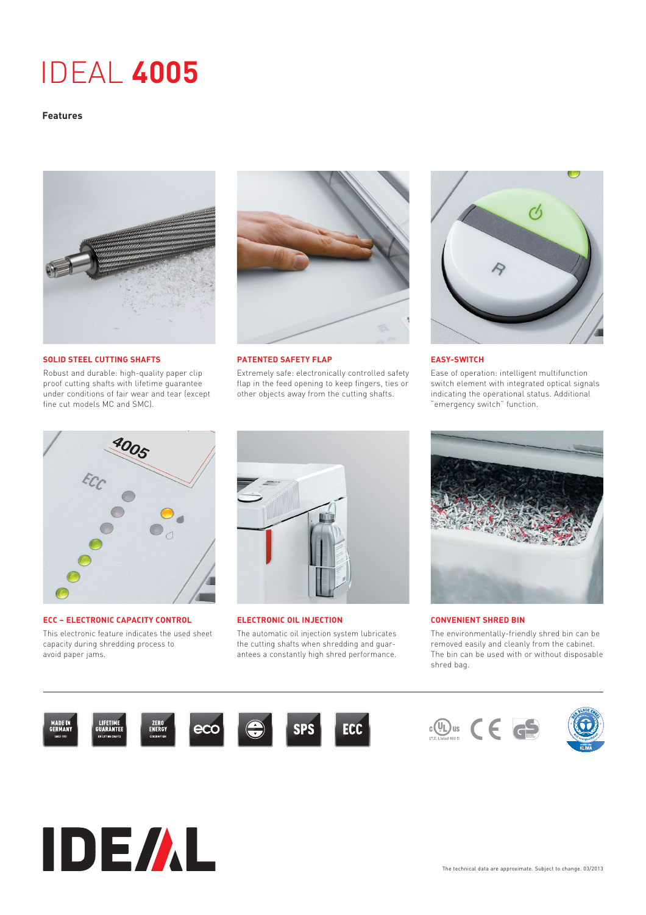# IDEAL **4005**

**Features**

### SOLID STEEL CUTTING SHAFTS

Robust and durable: high-quality paper clip proof cutting shafts with lifetime guarantee under conditions of fair wear and tear (except fine cut models MC and SMC).

### PATENTED SAFETY FLAP

Extremely safe: electronically controlled safety flap in the feed opening to keep fingers, ties or other objects away from the cutting shafts.

### EASY-SWITCH

Ease of operation: intelligent multifunction switch element with integrated optical signals indicating the operational status. Additional "emergency switch" function.

### ECC – ELECTRONIC CAPACITY CONTROL

This electronic feature indicates the used sheet capacity during shredding process to avoid paper jams.

### ELECTRONIC OIL INJECTION

The automatic oil injection system lubricates the cutting shafts when shredding and guarantees a constantly high shred performance.

### CONVENIENT SHRED BIN

The environmentally-friendly shred bin can be removed easily and cleanly from the cabinet. The bin can be used with or without disposable shred bag.

The technical data are approximate. Subject to change. 03/2013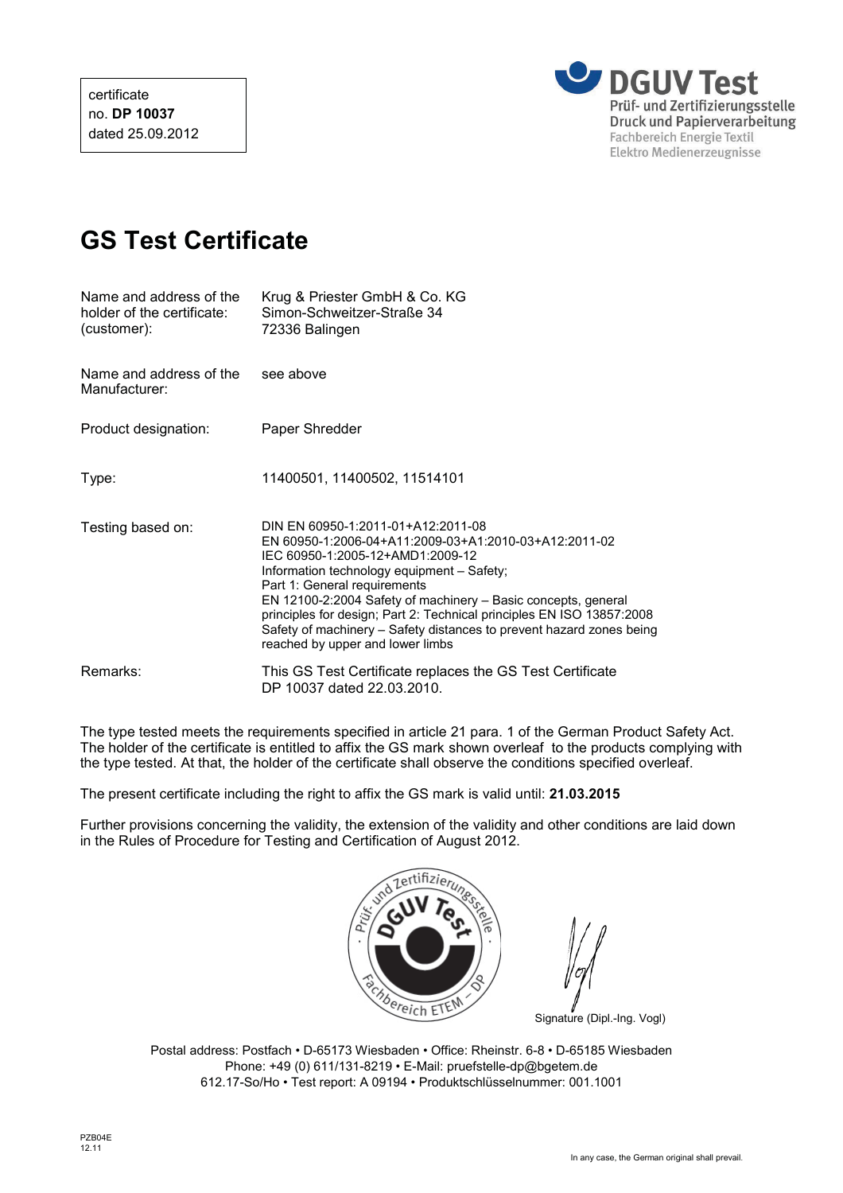certificate
no. **DP 10037**
dated 25.09.2012

**DGUV Test**
Prüf- und Zertifizierungsstelle
Druck und Papierverarbeitung
Fachbereich Energie Textil
Elektro Medienerzeugnisse

# GS Test Certificate

| | |
|---|---|
| Name and address of the holder of the certificate: (customer): | Krug & Priester GmbH & Co. KG<br>Simon-Schweitzer-Straße 34<br>72336 Balingen |
| Name and address of the Manufacturer: | see above |
| Product designation: | Paper Shredder |
| Type: | 11400501, 11400502, 11514101 |
| Testing based on: | DIN EN 60950-1:2011-01+A12:2011-08<br>EN 60950-1:2006-04+A11:2009-03+A1:2010-03+A12:2011-02<br>IEC 60950-1:2005-12+AMD1:2009-12<br>Information technology equipment – Safety;<br>Part 1: General requirements<br>EN 12100-2:2004 Safety of machinery – Basic concepts, general principles for design; Part 2: Technical principles EN ISO 13857:2008 Safety of machinery – Safety distances to prevent hazard zones being reached by upper and lower limbs |
| Remarks: | This GS Test Certificate replaces the GS Test Certificate DP 10037 dated 22.03.2010. |

The type tested meets the requirements specified in article 21 para. 1 of the German Product Safety Act. The holder of the certificate is entitled to affix the GS mark shown overleaf to the products complying with the type tested. At that, the holder of the certificate shall observe the conditions specified overleaf.

The present certificate including the right to affix the GS mark is valid until: **21.03.2015**

Further provisions concerning the validity, the extension of the validity and other conditions are laid down in the Rules of Procedure for Testing and Certification of August 2012.

Prüf- und Zertifizierungsstelle DGUV Test Fachbereich ETEM – DP

Signature (Dipl.-Ing. Vogl)

Postal address: Postfach • D-65173 Wiesbaden • Office: Rheinstr. 6-8 • D-65185 Wiesbaden
Phone: +49 (0) 611/131-8219 • E-Mail: pruefstelle-dp@bgetem.de
612.17-So/Ho • Test report: A 09194 • Produktschlüsselnummer: 001.1001

PZB04E
12.11

In any case, the German original shall prevail.